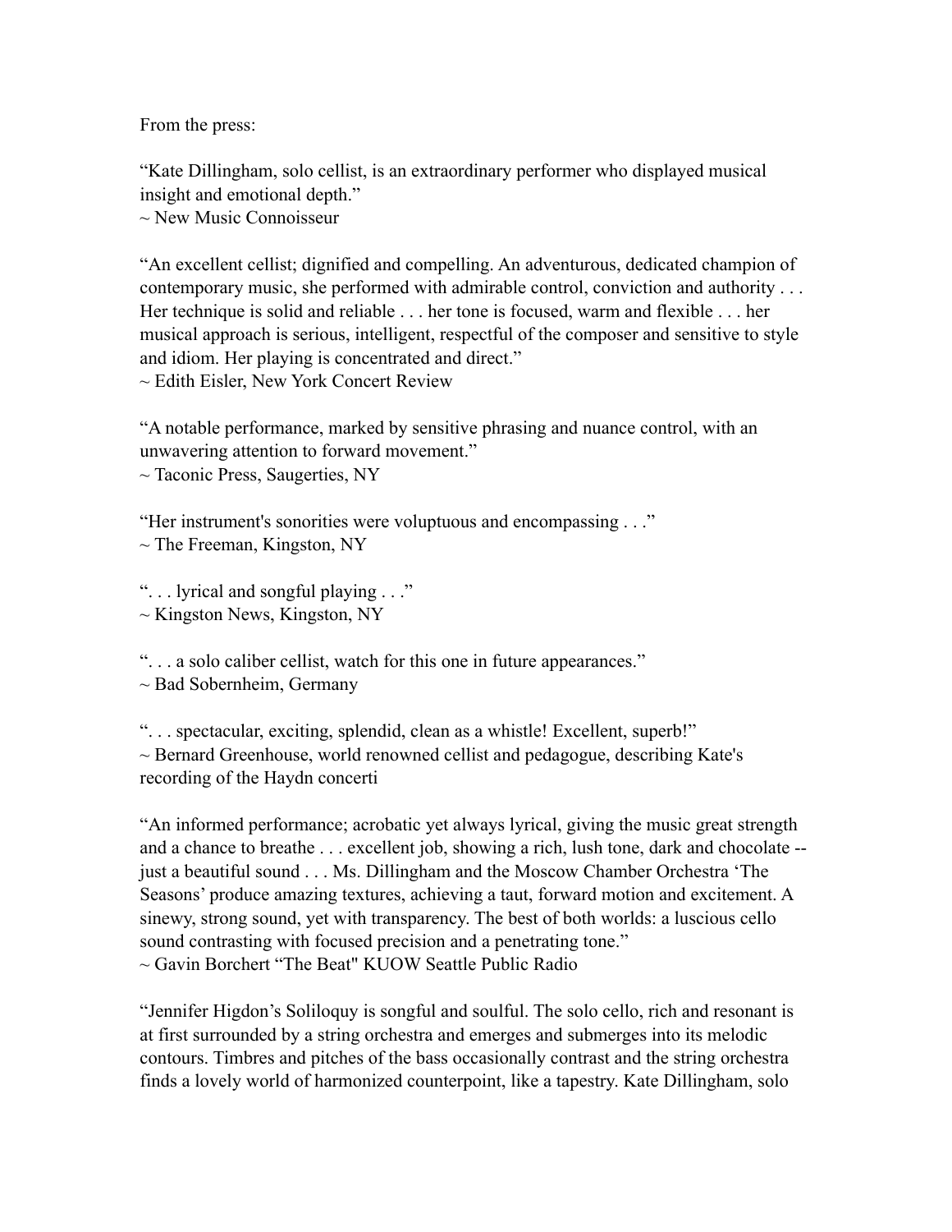From the press:

"Kate Dillingham, solo cellist, is an extraordinary performer who displayed musical insight and emotional depth."
~ New Music Connoisseur

"An excellent cellist; dignified and compelling. An adventurous, dedicated champion of contemporary music, she performed with admirable control, conviction and authority . . . Her technique is solid and reliable . . . her tone is focused, warm and flexible . . . her musical approach is serious, intelligent, respectful of the composer and sensitive to style and idiom. Her playing is concentrated and direct."
~ Edith Eisler, New York Concert Review

"A notable performance, marked by sensitive phrasing and nuance control, with an unwavering attention to forward movement."
~ Taconic Press, Saugerties, NY

"Her instrument's sonorities were voluptuous and encompassing . . ."
~ The Freeman, Kingston, NY

". . . lyrical and songful playing . . ."
~ Kingston News, Kingston, NY

". . . a solo caliber cellist, watch for this one in future appearances."
~ Bad Sobernheim, Germany

". . . spectacular, exciting, splendid, clean as a whistle! Excellent, superb!"
~ Bernard Greenhouse, world renowned cellist and pedagogue, describing Kate's recording of the Haydn concerti

"An informed performance; acrobatic yet always lyrical, giving the music great strength and a chance to breathe . . . excellent job, showing a rich, lush tone, dark and chocolate -- just a beautiful sound . . . Ms. Dillingham and the Moscow Chamber Orchestra 'The Seasons' produce amazing textures, achieving a taut, forward motion and excitement. A sinewy, strong sound, yet with transparency. The best of both worlds: a luscious cello sound contrasting with focused precision and a penetrating tone."
~ Gavin Borchert "The Beat" KUOW Seattle Public Radio

"Jennifer Higdon's Soliloquy is songful and soulful. The solo cello, rich and resonant is at first surrounded by a string orchestra and emerges and submerges into its melodic contours. Timbres and pitches of the bass occasionally contrast and the string orchestra finds a lovely world of harmonized counterpoint, like a tapestry. Kate Dillingham, solo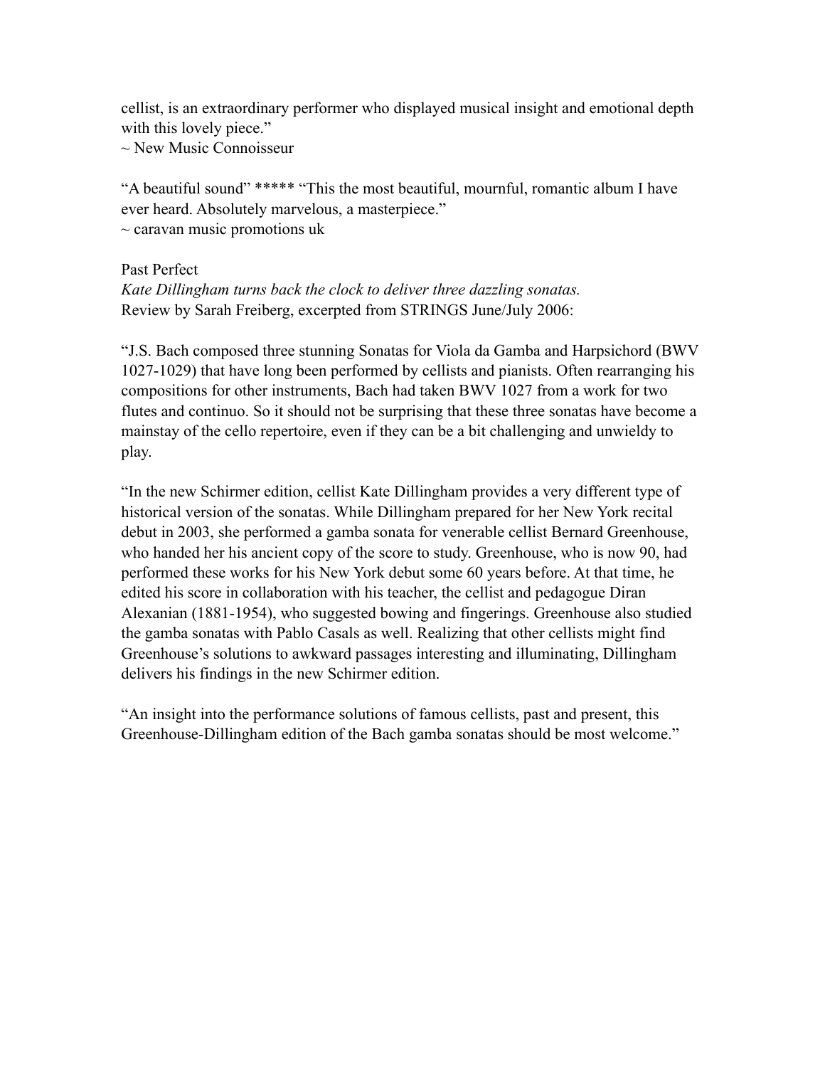cellist, is an extraordinary performer who displayed musical insight and emotional depth with this lovely piece."
~ New Music Connoisseur

"A beautiful sound" ***** "This the most beautiful, mournful, romantic album I have ever heard. Absolutely marvelous, a masterpiece."
~ caravan music promotions uk

Past Perfect
*Kate Dillingham turns back the clock to deliver three dazzling sonatas.*
Review by Sarah Freiberg, excerpted from STRINGS June/July 2006:

"J.S. Bach composed three stunning Sonatas for Viola da Gamba and Harpsichord (BWV 1027-1029) that have long been performed by cellists and pianists. Often rearranging his compositions for other instruments, Bach had taken BWV 1027 from a work for two flutes and continuo. So it should not be surprising that these three sonatas have become a mainstay of the cello repertoire, even if they can be a bit challenging and unwieldy to play.

"In the new Schirmer edition, cellist Kate Dillingham provides a very different type of historical version of the sonatas. While Dillingham prepared for her New York recital debut in 2003, she performed a gamba sonata for venerable cellist Bernard Greenhouse, who handed her his ancient copy of the score to study. Greenhouse, who is now 90, had performed these works for his New York debut some 60 years before. At that time, he edited his score in collaboration with his teacher, the cellist and pedagogue Diran Alexanian (1881-1954), who suggested bowing and fingerings. Greenhouse also studied the gamba sonatas with Pablo Casals as well. Realizing that other cellists might find Greenhouse's solutions to awkward passages interesting and illuminating, Dillingham delivers his findings in the new Schirmer edition.

"An insight into the performance solutions of famous cellists, past and present, this Greenhouse-Dillingham edition of the Bach gamba sonatas should be most welcome."